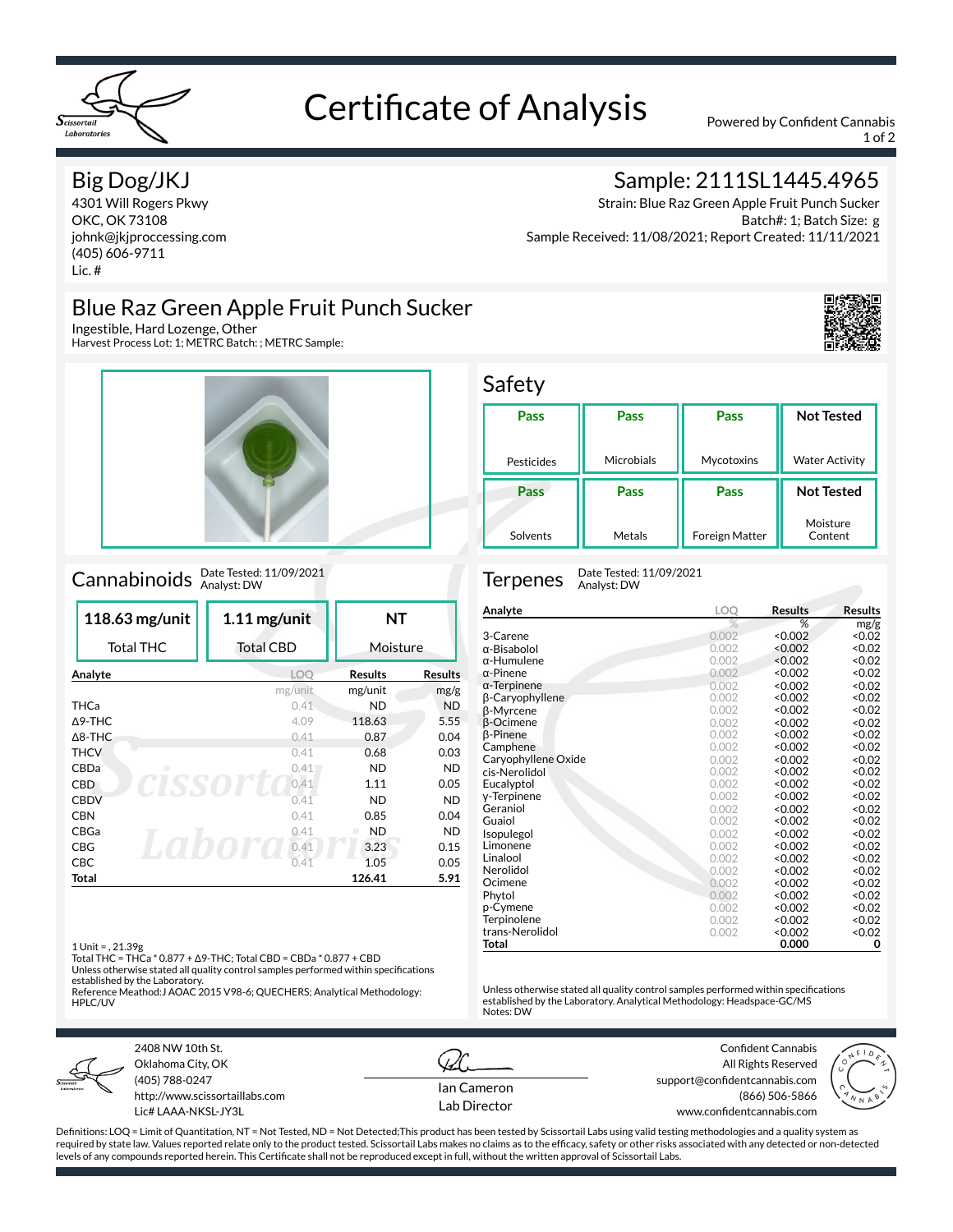# Certificate of Analysis

Powered by Confident Cannabis

## Big Dog/JKJ

4301 Will Rogers Pkwy
OKC, OK 73108
johnk@jkjproccessing.com
(405) 606-9711
Lic. #

## Sample: 2111SL1445.4965

Strain: Blue Raz Green Apple Fruit Punch Sucker
Batch#: 1; Batch Size: g
Sample Received: 11/08/2021; Report Created: 11/11/2021

## Blue Raz Green Apple Fruit Punch Sucker

Ingestible, Hard Lozenge, Other
Harvest Process Lot: 1; METRC Batch: ; METRC Sample:

## Safety

| Pass | Pass | Pass | Not Tested |
|---|---|---|---|
| Pesticides | Microbials | Mycotoxins | Water Activity |
| **Pass** | **Pass** | **Pass** | **Not Tested** |
| Solvents | Metals | Foreign Matter | Moisture Content |

## Cannabinoids

Date Tested: 11/09/2021
Analyst: DW

| 118.63 mg/unit | 1.11 mg/unit | NT |
|---|---|---|
| Total THC | Total CBD | Moisture |

| Analyte | LOQ | Results | Results |
|---|---|---|---|
| | mg/unit | mg/unit | mg/g |
| THCa | 0.41 | ND | ND |
| Δ9-THC | 4.09 | 118.63 | 5.55 |
| Δ8-THC | 0.41 | 0.87 | 0.04 |
| THCV | 0.41 | 0.68 | 0.03 |
| CBDa | 0.41 | ND | ND |
| CBD | 0.41 | 1.11 | 0.05 |
| CBDV | 0.41 | ND | ND |
| CBN | 0.41 | 0.85 | 0.04 |
| CBGa | 0.41 | ND | ND |
| CBG | 0.41 | 3.23 | 0.15 |
| CBC | 0.41 | 1.05 | 0.05 |
| **Total** | | **126.41** | **5.91** |

1 Unit = , 21.39g
Total THC = THCa * 0.877 + Δ9-THC; Total CBD = CBDa * 0.877 + CBD
Unless otherwise stated all quality control samples performed within specifications established by the Laboratory.
Reference Meathod:J AOAC 2015 V98-6; QUECHERS; Analytical Methodology: HPLC/UV

## Terpenes

Date Tested: 11/09/2021
Analyst: DW

| Analyte | LOQ | Results | Results |
|---|---|---|---|
| | % | % | mg/g |
| 3-Carene | 0.002 | <0.002 | <0.02 |
| α-Bisabolol | 0.002 | <0.002 | <0.02 |
| α-Humulene | 0.002 | <0.002 | <0.02 |
| α-Pinene | 0.002 | <0.002 | <0.02 |
| α-Terpinene | 0.002 | <0.002 | <0.02 |
| β-Caryophyllene | 0.002 | <0.002 | <0.02 |
| β-Myrcene | 0.002 | <0.002 | <0.02 |
| β-Ocimene | 0.002 | <0.002 | <0.02 |
| β-Pinene | 0.002 | <0.002 | <0.02 |
| Camphene | 0.002 | <0.002 | <0.02 |
| Caryophyllene Oxide | 0.002 | <0.002 | <0.02 |
| cis-Nerolidol | 0.002 | <0.002 | <0.02 |
| Eucalyptol | 0.002 | <0.002 | <0.02 |
| γ-Terpinene | 0.002 | <0.002 | <0.02 |
| Geraniol | 0.002 | <0.002 | <0.02 |
| Guaiol | 0.002 | <0.002 | <0.02 |
| Isopulegol | 0.002 | <0.002 | <0.02 |
| Limonene | 0.002 | <0.002 | <0.02 |
| Linalool | 0.002 | <0.002 | <0.02 |
| Nerolidol | 0.002 | <0.002 | <0.02 |
| Ocimene | 0.002 | <0.002 | <0.02 |
| Phytol | 0.002 | <0.002 | <0.02 |
| p-Cymene | 0.002 | <0.002 | <0.02 |
| Terpinolene | 0.002 | <0.002 | <0.02 |
| trans-Nerolidol | 0.002 | <0.002 | <0.02 |
| **Total** | | **0.000** | **0** |

Unless otherwise stated all quality control samples performed within specifications established by the Laboratory. Analytical Methodology: Headspace-GC/MS
Notes: DW

2408 NW 10th St.
Oklahoma City, OK
(405) 788-0247
http://www.scissortaillabs.com
Lic# LAAA-NKSL-JY3L

Ian Cameron
Lab Director

Confident Cannabis
All Rights Reserved
support@confidentcannabis.com
(866) 506-5866
www.confidentcannabis.com

Definitions: LOQ = Limit of Quantitation, NT = Not Tested, ND = Not Detected;This product has been tested by Scissortail Labs using valid testing methodologies and a quality system as required by state law. Values reported relate only to the product tested. Scissortail Labs makes no claims as to the efficacy, safety or other risks associated with any detected or non-detected levels of any compounds reported herein. This Certificate shall not be reproduced except in full, without the written approval of Scissortail Labs.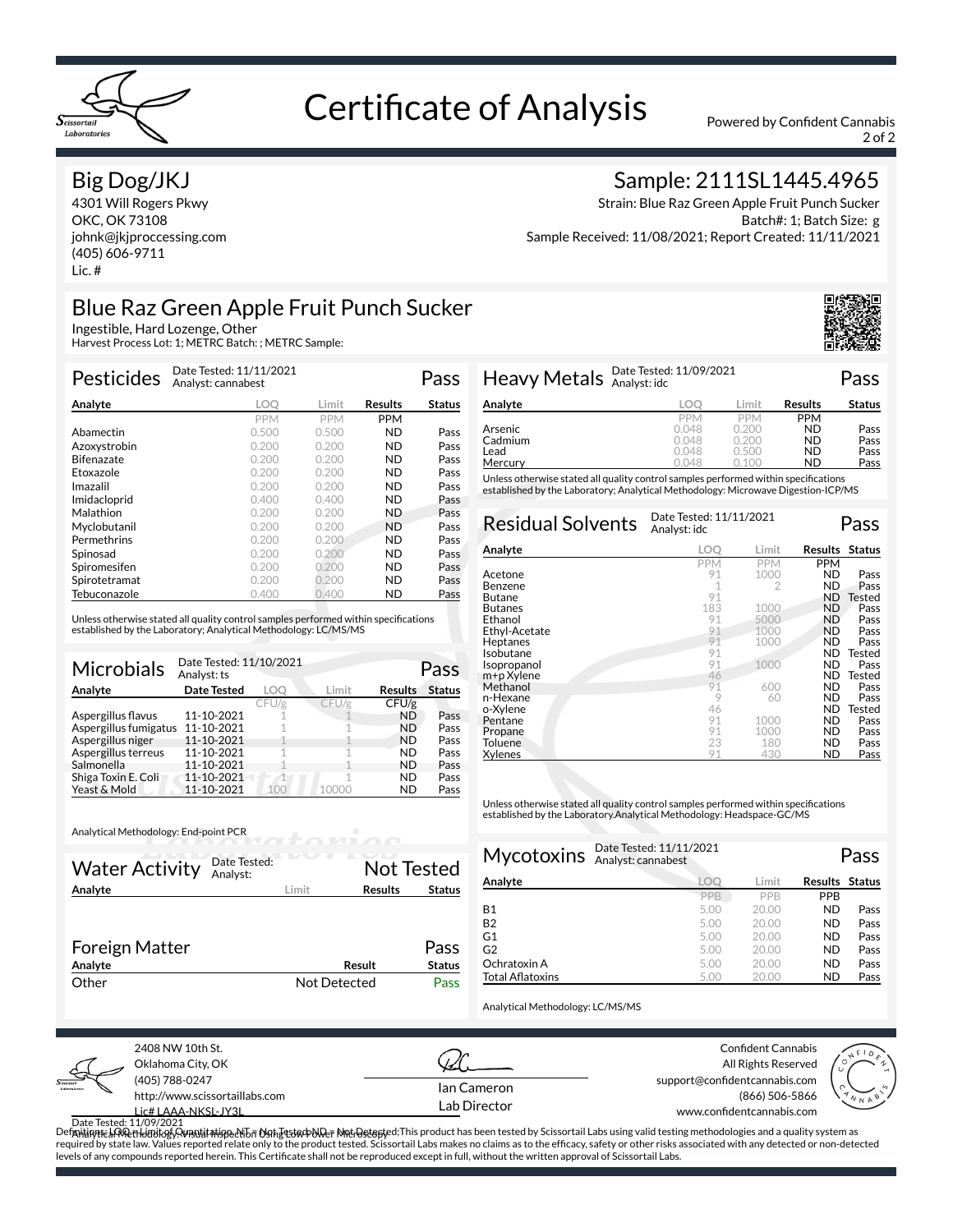# Certificate of Analysis

Powered by Confident Cannabis

## Big Dog/JKJ

4301 Will Rogers Pkwy
OKC, OK 73108
johnk@jkjproccessing.com
(405) 606-9711
Lic. #

## Sample: 2111SL1445.4965

Strain: Blue Raz Green Apple Fruit Punch Sucker
Batch#: 1; Batch Size: g
Sample Received: 11/08/2021; Report Created: 11/11/2021

## Blue Raz Green Apple Fruit Punch Sucker

Ingestible, Hard Lozenge, Other
Harvest Process Lot: 1; METRC Batch: ; METRC Sample:

### Pesticides — Pass

Date Tested: 11/11/2021
Analyst: cannabest

| Analyte | LOQ | Limit | Results | Status |
|---|---|---|---|---|
| | PPM | PPM | PPM | |
| Abamectin | 0.500 | 0.500 | ND | Pass |
| Azoxystrobin | 0.200 | 0.200 | ND | Pass |
| Bifenazate | 0.200 | 0.200 | ND | Pass |
| Etoxazole | 0.200 | 0.200 | ND | Pass |
| Imazalil | 0.200 | 0.200 | ND | Pass |
| Imidacloprid | 0.400 | 0.400 | ND | Pass |
| Malathion | 0.200 | 0.200 | ND | Pass |
| Myclobutanil | 0.200 | 0.200 | ND | Pass |
| Permethrins | 0.200 | 0.200 | ND | Pass |
| Spinosad | 0.200 | 0.200 | ND | Pass |
| Spiromesifen | 0.200 | 0.200 | ND | Pass |
| Spirotetramat | 0.200 | 0.200 | ND | Pass |
| Tebuconazole | 0.400 | 0.400 | ND | Pass |

Unless otherwise stated all quality control samples performed within specifications established by the Laboratory; Analytical Methodology: LC/MS/MS

### Heavy Metals — Pass

Date Tested: 11/09/2021
Analyst: idc

| Analyte | LOQ | Limit | Results | Status |
|---|---|---|---|---|
| | PPM | PPM | PPM | |
| Arsenic | 0.048 | 0.200 | ND | Pass |
| Cadmium | 0.048 | 0.200 | ND | Pass |
| Lead | 0.048 | 0.500 | ND | Pass |
| Mercury | 0.048 | 0.100 | ND | Pass |

Unless otherwise stated all quality control samples performed within specifications established by the Laboratory; Analytical Methodology: Microwave Digestion-ICP/MS

### Residual Solvents — Pass

Date Tested: 11/11/2021
Analyst: idc

| Analyte | LOQ | Limit | Results | Status |
|---|---|---|---|---|
| | PPM | PPM | PPM | |
| Acetone | 91 | 1000 | ND | Pass |
| Benzene | 1 | 2 | ND | Pass |
| Butane | 91 | | ND | Tested |
| Butanes | 183 | 1000 | ND | Pass |
| Ethanol | 91 | 5000 | ND | Pass |
| Ethyl-Acetate | 91 | 1000 | ND | Pass |
| Heptanes | 91 | 1000 | ND | Pass |
| Isobutane | 91 | | ND | Tested |
| Isopropanol | 91 | 1000 | ND | Pass |
| m+p Xylene | 46 | | ND | Tested |
| Methanol | 91 | 600 | ND | Pass |
| n-Hexane | 9 | 60 | ND | Pass |
| o-Xylene | 46 | | ND | Tested |
| Pentane | 91 | 1000 | ND | Pass |
| Propane | 91 | 1000 | ND | Pass |
| Toluene | 23 | 180 | ND | Pass |
| Xylenes | 91 | 430 | ND | Pass |

Unless otherwise stated all quality control samples performed within specifications established by the Laboratory.Analytical Methodology: Headspace-GC/MS

### Microbials — Pass

Date Tested: 11/10/2021
Analyst: ts

| Analyte | Date Tested | LOQ | Limit | Results | Status |
|---|---|---|---|---|---|
| | | CFU/g | CFU/g | CFU/g | |
| Aspergillus flavus | 11-10-2021 | 1 | 1 | ND | Pass |
| Aspergillus fumigatus | 11-10-2021 | 1 | 1 | ND | Pass |
| Aspergillus niger | 11-10-2021 | 1 | 1 | ND | Pass |
| Aspergillus terreus | 11-10-2021 | 1 | 1 | ND | Pass |
| Salmonella | 11-10-2021 | 1 | 1 | ND | Pass |
| Shiga Toxin E. Coli | 11-10-2021 | 1 | 1 | ND | Pass |
| Yeast & Mold | 11-10-2021 | 100 | 10000 | ND | Pass |

Analytical Methodology: End-point PCR

### Mycotoxins — Pass

Date Tested: 11/11/2021
Analyst: cannabest

| Analyte | LOQ | Limit | Results | Status |
|---|---|---|---|---|
| | PPB | PPB | PPB | |
| B1 | 5.00 | 20.00 | ND | Pass |
| B2 | 5.00 | 20.00 | ND | Pass |
| G1 | 5.00 | 20.00 | ND | Pass |
| G2 | 5.00 | 20.00 | ND | Pass |
| Ochratoxin A | 5.00 | 20.00 | ND | Pass |
| Total Aflatoxins | 5.00 | 20.00 | ND | Pass |

Analytical Methodology: LC/MS/MS

### Water Activity — Not Tested

Date Tested:
Analyst:

| Analyte | Limit | Results | Status |
|---|---|---|---|

### Foreign Matter — Pass

| Analyte | Result | Status |
|---|---|---|
| Other | Not Detected | Pass |

Date Tested: 11/09/2021
Analytical Methodology: Visual Inspection Using Low Power Microscopy

2408 NW 10th St.
Oklahoma City, OK
(405) 788-0247
http://www.scissortaillabs.com
Lic# LAAA-NKSL-JY3L

Ian Cameron
Lab Director

Confident Cannabis
All Rights Reserved
support@confidentcannabis.com
(866) 506-5866
www.confidentcannabis.com

Definitions: LOQ = Limit of Quantitation, NT = Not Tested, ND = Not Detected; This product has been tested by Scissortail Labs using valid testing methodologies and a quality system as required by state law. Values reported relate only to the product tested. Scissortail Labs makes no claims as to the efficacy, safety or other risks associated with any detected or non-detected levels of any compounds reported herein. This Certificate shall not be reproduced except in full, without the written approval of Scissortail Labs.